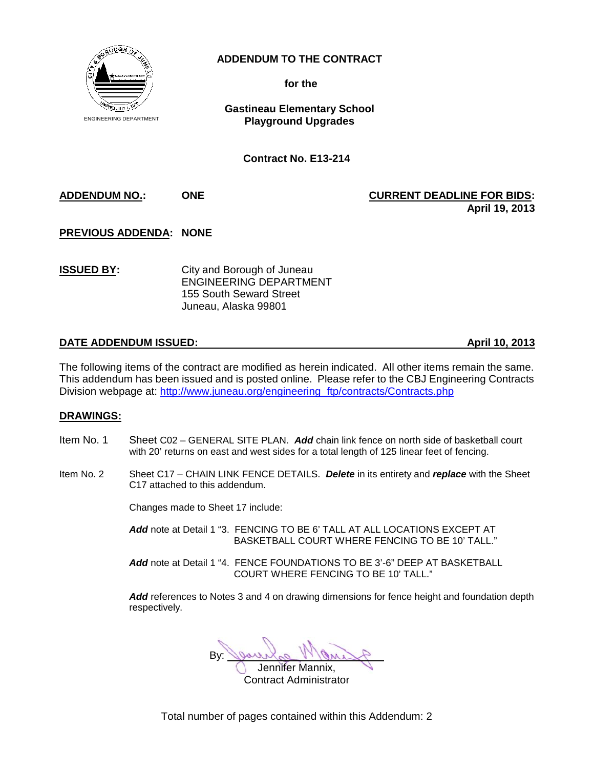ENGINEERING DEPARTMENT

# ADDENDUM TO THE CONTRACT

**for the**

**Gastineau Elementary School Playground Upgrades**

**Contract No. E13-214**

**ADDENDUM NO.:** **ONE**

**CURRENT DEADLINE FOR BIDS:** **April 19, 2013**

**PREVIOUS ADDENDA:** **NONE**

**ISSUED BY:**
City and Borough of Juneau
ENGINEERING DEPARTMENT
155 South Seward Street
Juneau, Alaska 99801

**DATE ADDENDUM ISSUED:** **April 10, 2013**

The following items of the contract are modified as herein indicated. All other items remain the same. This addendum has been issued and is posted online. Please refer to the CBJ Engineering Contracts Division webpage at: http://www.juneau.org/engineering_ftp/contracts/Contracts.php

## DRAWINGS:

Item No. 1 Sheet C02 – GENERAL SITE PLAN. ***Add*** chain link fence on north side of basketball court with 20' returns on east and west sides for a total length of 125 linear feet of fencing.

Item No. 2 Sheet C17 – CHAIN LINK FENCE DETAILS. ***Delete*** in its entirety and ***replace*** with the Sheet C17 attached to this addendum.

Changes made to Sheet 17 include:

***Add*** note at Detail 1 "3. FENCING TO BE 6' TALL AT ALL LOCATIONS EXCEPT AT BASKETBALL COURT WHERE FENCING TO BE 10' TALL."

***Add*** note at Detail 1 "4. FENCE FOUNDATIONS TO BE 3'-6" DEEP AT BASKETBALL COURT WHERE FENCING TO BE 10' TALL."

***Add*** references to Notes 3 and 4 on drawing dimensions for fence height and foundation depth respectively.

By: ______________________
Jennifer Mannix,
Contract Administrator

Total number of pages contained within this Addendum: 2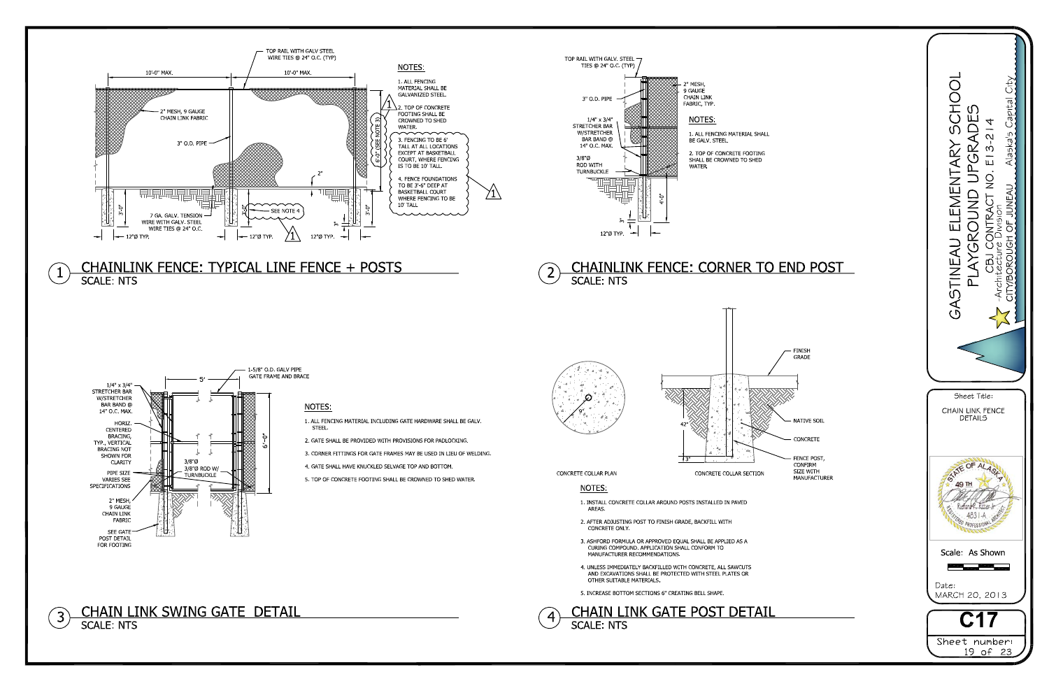## 1 CHAINLINK FENCE: TYPICAL LINE FENCE + POSTS

SCALE: NTS

TOP RAIL WITH GALV STEEL WIRE TIES @ 24" O.C. (TYP)

10'-0" MAX.

10'-0" MAX.

2" MESH, 9 GAUGE CHAIN LINK FABRIC

3" O.D. PIPE

6'-0" (SEE NOTE 3)

2"

7 GA. GALV. TENSION WIRE WITH GALV. STEEL WIRE TIES @ 24" O.C.

SEE NOTE 4

3'-0"

3"

12"Ø TYP.

NOTES:

1. ALL FENCING MATERIAL SHALL BE GALVANIZED STEEL.
2. TOP OF CONCRETE FOOTING SHALL BE CROWNED TO SHED WATER.
3. FENCING TO BE 6' TALL AT ALL LOCATIONS EXCEPT AT BASKETBALL COURT, WHERE FENCING IS TO BE 10' TALL.
4. FENCE FOUNDATIONS TO BE 3'-6" DEEP AT BASKETBALL COURT WHERE FENCING TO BE 10' TALL

## 2 CHAINLINK FENCE: CORNER TO END POST

SCALE: NTS

TOP RAIL WITH GALV. STEEL TIES @ 24" O.C. (TYP)

3" O.D. PIPE

2" MESH, 9 GAUGE CHAIN LINK FABRIC, TYP.

1/4" x 3/4" STRETCHER BAR W/STRETCHER BAR BAND @ 14" O.C. MAX.

3/8"Ø ROD WITH TURNBUCKLE

4'-0"

3"

12"Ø TYP.

NOTES:

1. ALL FENCING MATERIAL SHALL BE GALV. STEEL.
2. TOP OF CONCRETE FOOTING SHALL BE CROWNED TO SHED WATER.

## 3 CHAIN LINK SWING GATE DETAIL

SCALE: NTS

1-5/8" O.D. GALV PIPE GATE FRAME AND BRACE

5'

6'-0"

1/4" x 3/4" STRETCHER BAR W/STRETCHER BAR BAND @ 14" O.C. MAX.

HORIZ. CENTERED BRACING, TYP., VERTICAL BRACING NOT SHOWN FOR CLARITY

3/8"Ø

3/8"Ø ROD W/ TURNBUCKLE

PIPE SIZE VARIES SEE SPECIFICATIONS

2" MESH, 9 GAUGE CHAIN LINK FABRIC

SEE GATE POST DETAIL FOR FOOTING

NOTES:

1. ALL FENCING MATERIAL INCLUDING GATE HARDWARE SHALL BE GALV. STEEL.
2. GATE SHALL BE PROVIDED WITH PROVISIONS FOR PADLOCKING.
3. CORNER FITTINGS FOR GATE FRAMES MAY BE USED IN LIEU OF WELDING.
4. GATE SHALL HAVE KNUCKLED SELVAGE TOP AND BOTTOM.
5. TOP OF CONCRETE FOOTING SHALL BE CROWNED TO SHED WATER.

## 4 CHAIN LINK GATE POST DETAIL

SCALE: NTS

9"

CONCRETE COLLAR PLAN

FINISH GRADE

42"

3"

NATIVE SOIL

CONCRETE

FENCE POST, CONFIRM SIZE WITH MANUFACTURER

CONCRETE COLLAR SECTION

NOTES:

1. INSTALL CONCRETE COLLAR AROUND POSTS INSTALLED IN PAVED AREAS.
2. AFTER ADJUSTING POST TO FINISH GRADE, BACKFILL WITH CONCRETE ONLY.
3. ASHFORD FORMULA OR APPROVED EQUAL SHALL BE APPLIED AS A CURING COMPOUND. APPLICATION SHALL CONFORM TO MANUFACTURER RECOMMENDATIONS.
4. UNLESS IMMEDIATELY BACKFILLED WITH CONCRETE, ALL SAWCUTS AND EXCAVATIONS SHALL BE PROTECTED WITH STEEL PLATES OR OTHER SUITABLE MATERIALS.
5. INCREASE BOTTOM SECTIONS 6" CREATING BELL SHAPE.

---

GASTINEAU ELEMENTARY SCHOOL PLAYGROUND UPGRADES

CBJ CONTRACT NO. E13-214

Architecture Division

CITY/BOROUGH OF JUNEAU Alaska's Capital City

Sheet Title: CHAIN LINK FENCE DETAILS

STATE OF ALASKA, 49TH, Richard R. Ritter Jr., 4831-A, REGISTERED PROFESSIONAL ARCHITECT

Scale: As Shown

Date: MARCH 20, 2013

C17

Sheet number: 19 of 23